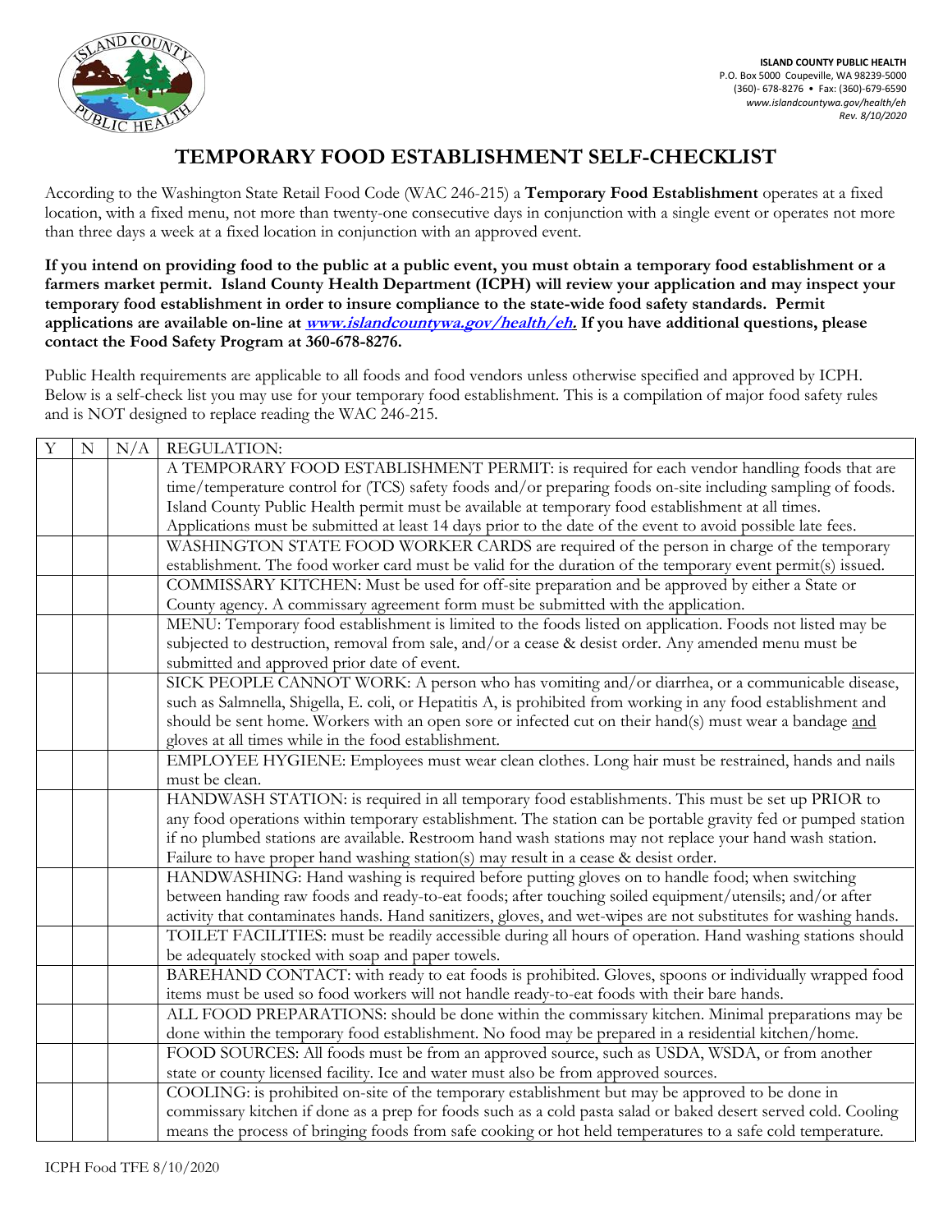ISLAND COUNTY PUBLIC HEALTH
P.O. Box 5000 Coupeville, WA 98239-5000
(360)- 678-8276 • Fax: (360)-679-6590
*www.islandcountywa.gov/health/eh*
*Rev. 8/10/2020*

# TEMPORARY FOOD ESTABLISHMENT SELF-CHECKLIST

According to the Washington State Retail Food Code (WAC 246-215) a **Temporary Food Establishment** operates at a fixed location, with a fixed menu, not more than twenty-one consecutive days in conjunction with a single event or operates not more than three days a week at a fixed location in conjunction with an approved event.

**If you intend on providing food to the public at a public event, you must obtain a temporary food establishment or a farmers market permit. Island County Health Department (ICPH) will review your application and may inspect your temporary food establishment in order to insure compliance to the state-wide food safety standards. Permit applications are available on-line at *www.islandcountywa.gov/health/eh.* If you have additional questions, please contact the Food Safety Program at 360-678-8276.**

Public Health requirements are applicable to all foods and food vendors unless otherwise specified and approved by ICPH. Below is a self-check list you may use for your temporary food establishment. This is a compilation of major food safety rules and is NOT designed to replace reading the WAC 246-215.

| Y | N | N/A | REGULATION: |
|---|---|---|---|
| | | | A TEMPORARY FOOD ESTABLISHMENT PERMIT: is required for each vendor handling foods that are time/temperature control for (TCS) safety foods and/or preparing foods on-site including sampling of foods. Island County Public Health permit must be available at temporary food establishment at all times. Applications must be submitted at least 14 days prior to the date of the event to avoid possible late fees. |
| | | | WASHINGTON STATE FOOD WORKER CARDS are required of the person in charge of the temporary establishment. The food worker card must be valid for the duration of the temporary event permit(s) issued. |
| | | | COMMISSARY KITCHEN: Must be used for off-site preparation and be approved by either a State or County agency. A commissary agreement form must be submitted with the application. |
| | | | MENU: Temporary food establishment is limited to the foods listed on application. Foods not listed may be subjected to destruction, removal from sale, and/or a cease & desist order. Any amended menu must be submitted and approved prior date of event. |
| | | | SICK PEOPLE CANNOT WORK: A person who has vomiting and/or diarrhea, or a communicable disease, such as Salmnella, Shigella, E. coli, or Hepatitis A, is prohibited from working in any food establishment and should be sent home. Workers with an open sore or infected cut on their hand(s) must wear a bandage and gloves at all times while in the food establishment. |
| | | | EMPLOYEE HYGIENE: Employees must wear clean clothes. Long hair must be restrained, hands and nails must be clean. |
| | | | HANDWASH STATION: is required in all temporary food establishments. This must be set up PRIOR to any food operations within temporary establishment. The station can be portable gravity fed or pumped station if no plumbed stations are available. Restroom hand wash stations may not replace your hand wash station. Failure to have proper hand washing station(s) may result in a cease & desist order. |
| | | | HANDWASHING: Hand washing is required before putting gloves on to handle food; when switching between handing raw foods and ready-to-eat foods; after touching soiled equipment/utensils; and/or after activity that contaminates hands. Hand sanitizers, gloves, and wet-wipes are not substitutes for washing hands. |
| | | | TOILET FACILITIES: must be readily accessible during all hours of operation. Hand washing stations should be adequately stocked with soap and paper towels. |
| | | | BAREHAND CONTACT: with ready to eat foods is prohibited. Gloves, spoons or individually wrapped food items must be used so food workers will not handle ready-to-eat foods with their bare hands. |
| | | | ALL FOOD PREPARATIONS: should be done within the commissary kitchen. Minimal preparations may be done within the temporary food establishment. No food may be prepared in a residential kitchen/home. |
| | | | FOOD SOURCES: All foods must be from an approved source, such as USDA, WSDA, or from another state or county licensed facility. Ice and water must also be from approved sources. |
| | | | COOLING: is prohibited on-site of the temporary establishment but may be approved to be done in commissary kitchen if done as a prep for foods such as a cold pasta salad or baked desert served cold. Cooling means the process of bringing foods from safe cooking or hot held temperatures to a safe cold temperature. |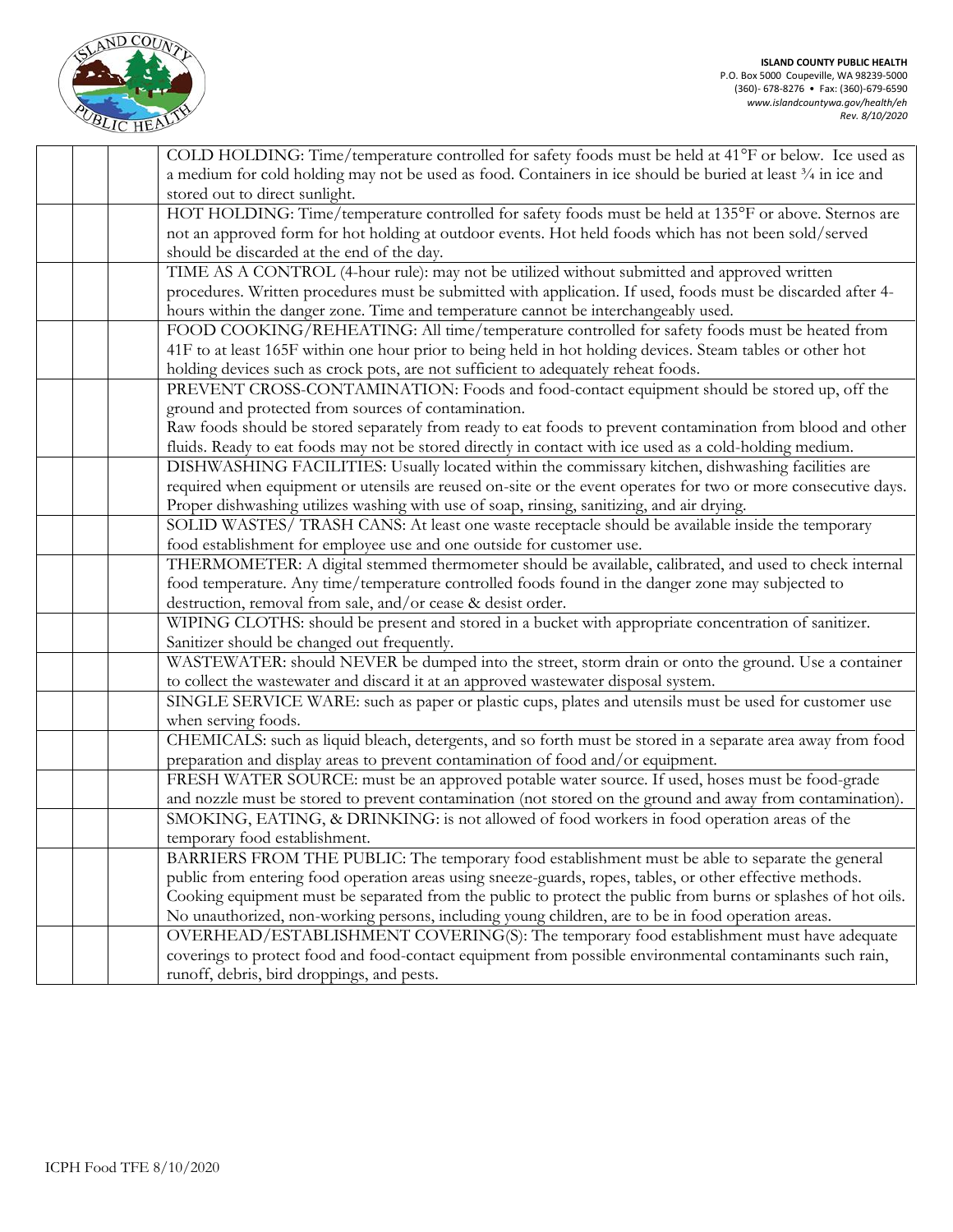| | | | |
|---|---|---|---|
| | | | COLD HOLDING: Time/temperature controlled for safety foods must be held at 41°F or below. Ice used as a medium for cold holding may not be used as food. Containers in ice should be buried at least ¾ in ice and stored out to direct sunlight. |
| | | | HOT HOLDING: Time/temperature controlled for safety foods must be held at 135°F or above. Sternos are not an approved form for hot holding at outdoor events. Hot held foods which has not been sold/served should be discarded at the end of the day. |
| | | | TIME AS A CONTROL (4-hour rule): may not be utilized without submitted and approved written procedures. Written procedures must be submitted with application. If used, foods must be discarded after 4-hours within the danger zone. Time and temperature cannot be interchangeably used. |
| | | | FOOD COOKING/REHEATING: All time/temperature controlled for safety foods must be heated from 41F to at least 165F within one hour prior to being held in hot holding devices. Steam tables or other hot holding devices such as crock pots, are not sufficient to adequately reheat foods. |
| | | | PREVENT CROSS-CONTAMINATION: Foods and food-contact equipment should be stored up, off the ground and protected from sources of contamination.<br>Raw foods should be stored separately from ready to eat foods to prevent contamination from blood and other fluids. Ready to eat foods may not be stored directly in contact with ice used as a cold-holding medium. |
| | | | DISHWASHING FACILITIES: Usually located within the commissary kitchen, dishwashing facilities are required when equipment or utensils are reused on-site or the event operates for two or more consecutive days. Proper dishwashing utilizes washing with use of soap, rinsing, sanitizing, and air drying. |
| | | | SOLID WASTES/ TRASH CANS: At least one waste receptacle should be available inside the temporary food establishment for employee use and one outside for customer use. |
| | | | THERMOMETER: A digital stemmed thermometer should be available, calibrated, and used to check internal food temperature. Any time/temperature controlled foods found in the danger zone may subjected to destruction, removal from sale, and/or cease & desist order. |
| | | | WIPING CLOTHS: should be present and stored in a bucket with appropriate concentration of sanitizer. Sanitizer should be changed out frequently. |
| | | | WASTEWATER: should NEVER be dumped into the street, storm drain or onto the ground. Use a container to collect the wastewater and discard it at an approved wastewater disposal system. |
| | | | SINGLE SERVICE WARE: such as paper or plastic cups, plates and utensils must be used for customer use when serving foods. |
| | | | CHEMICALS: such as liquid bleach, detergents, and so forth must be stored in a separate area away from food preparation and display areas to prevent contamination of food and/or equipment. |
| | | | FRESH WATER SOURCE: must be an approved potable water source. If used, hoses must be food-grade and nozzle must be stored to prevent contamination (not stored on the ground and away from contamination). |
| | | | SMOKING, EATING, & DRINKING: is not allowed of food workers in food operation areas of the temporary food establishment. |
| | | | BARRIERS FROM THE PUBLIC: The temporary food establishment must be able to separate the general public from entering food operation areas using sneeze-guards, ropes, tables, or other effective methods. Cooking equipment must be separated from the public to protect the public from burns or splashes of hot oils. No unauthorized, non-working persons, including young children, are to be in food operation areas. |
| | | | OVERHEAD/ESTABLISHMENT COVERING(S): The temporary food establishment must have adequate coverings to protect food and food-contact equipment from possible environmental contaminants such rain, runoff, debris, bird droppings, and pests. |